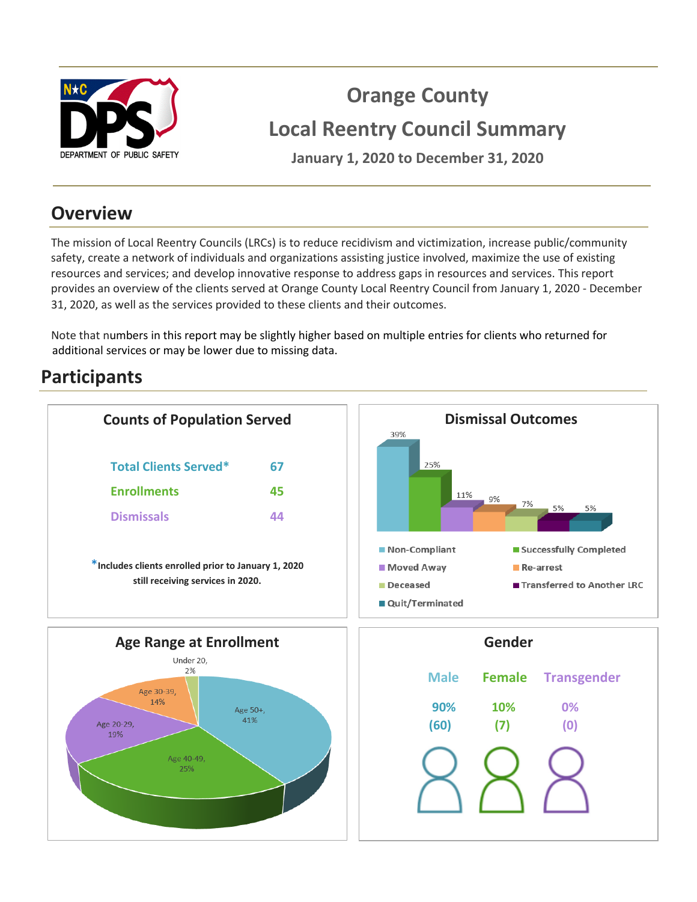# Orange County

# Local Reentry Council Summary

**January 1, 2020 to December 31, 2020**

## Overview

The mission of Local Reentry Councils (LRCs) is to reduce recidivism and victimization, increase public/community safety, create a network of individuals and organizations assisting justice involved, maximize the use of existing resources and services; and develop innovative response to address gaps in resources and services. This report provides an overview of the clients served at Orange County Local Reentry Council from January 1, 2020 - December 31, 2020, as well as the services provided to these clients and their outcomes.

Note that numbers in this report may be slightly higher based on multiple entries for clients who returned for additional services or may be lower due to missing data.

## Participants

### Counts of Population Served

| | |
|---|---|
| Total Clients Served* | 67 |
| Enrollments | 45 |
| Dismissals | 44 |

*Includes clients enrolled prior to January 1, 2020 still receiving services in 2020.

### Dismissal Outcomes

| Outcome | Percent |
|---|---|
| Non-Compliant | 39% |
| Successfully Completed | 25% |
| Moved Away | 11% |
| Re-arrest | 9% |
| Deceased | 7% |
| Transferred to Another LRC | 5% |
| Quit/Terminated | 5% |

### Age Range at Enrollment

| Age Range | Percent |
|---|---|
| Under 20 | 2% |
| Age 20-29 | 19% |
| Age 30-39 | 14% |
| Age 40-49 | 25% |
| Age 50+ | 41% |

### Gender

| Male | Female | Transgender |
|---|---|---|
| 90% (60) | 10% (7) | 0% (0) |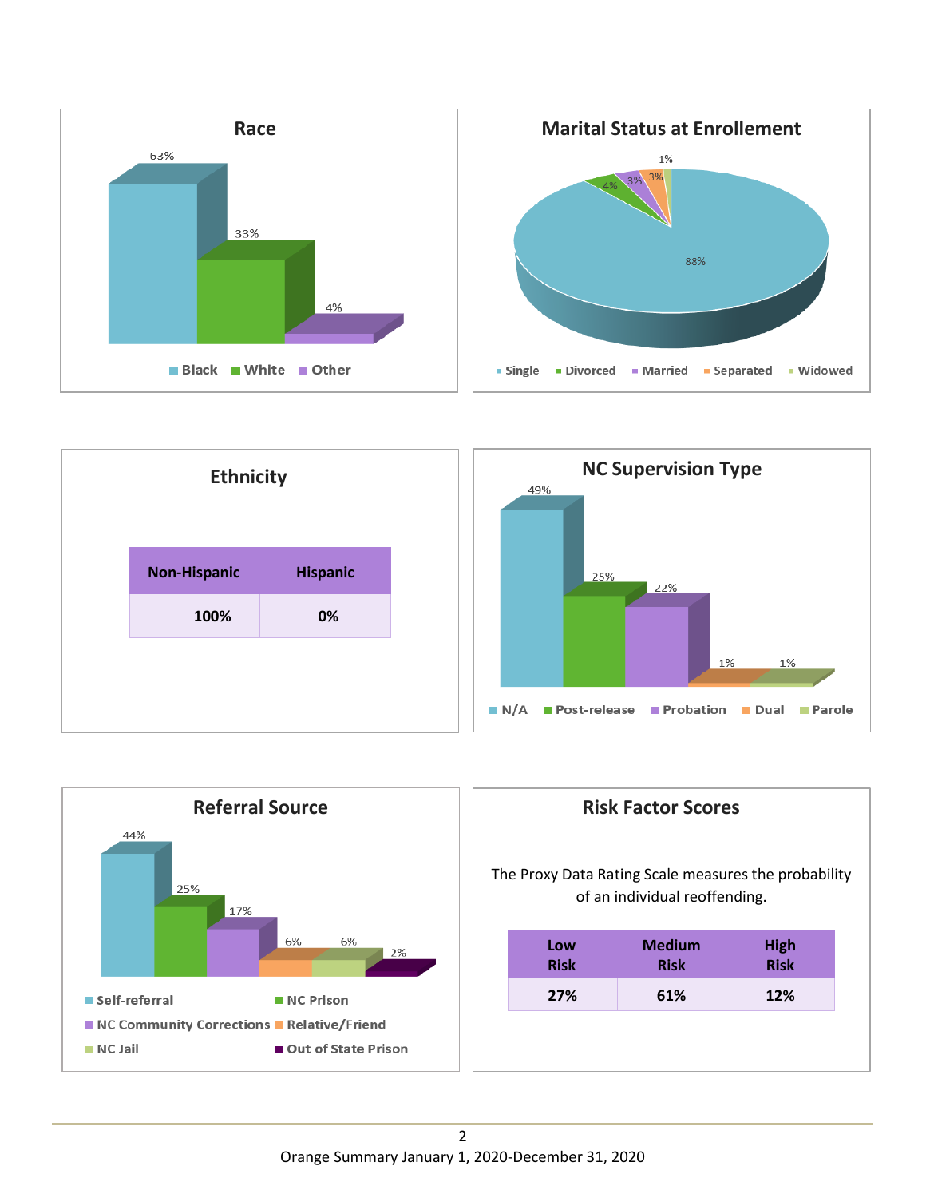## Race

| Black | White | Other |
|---|---|---|
| 63% | 33% | 4% |

## Marital Status at Enrollement

| Single | Divorced | Married | Separated | Widowed |
|---|---|---|---|---|
| 88% | 4% | 3% | 3% | 1% |

## Ethnicity

| Non-Hispanic | Hispanic |
|---|---|
| 100% | 0% |

## NC Supervision Type

| N/A | Post-release | Probation | Dual | Parole |
|---|---|---|---|---|
| 49% | 25% | 22% | 1% | 1% |

## Referral Source

| Self-referral | NC Prison | NC Community Corrections | Relative/Friend | NC Jail | Out of State Prison |
|---|---|---|---|---|---|
| 44% | 25% | 17% | 6% | 6% | 2% |

## Risk Factor Scores

The Proxy Data Rating Scale measures the probability of an individual reoffending.

| Low Risk | Medium Risk | High Risk |
|---|---|---|
| 27% | 61% | 12% |

Orange Summary January 1, 2020-December 31, 2020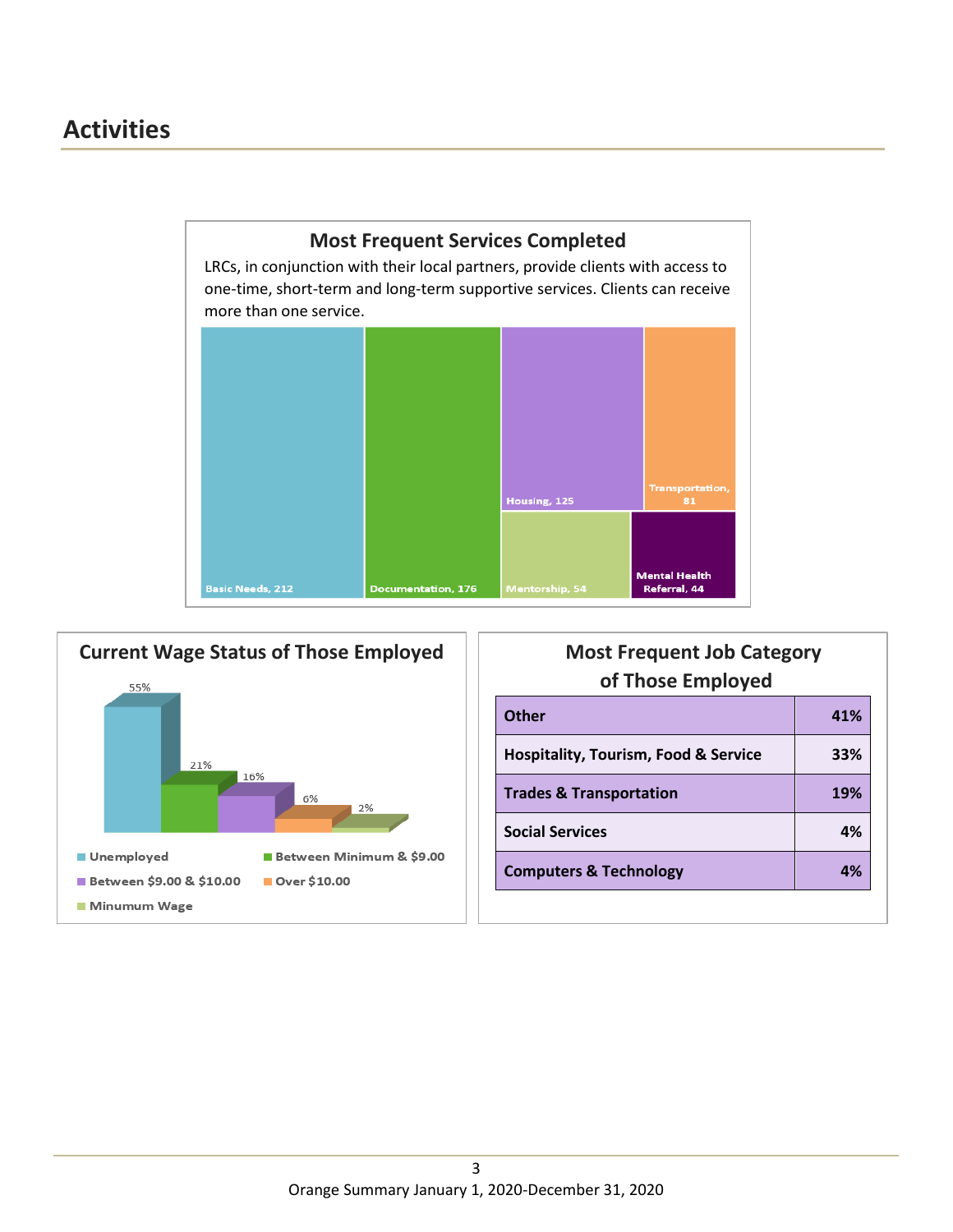# Activities

### Most Frequent Services Completed

LRCs, in conjunction with their local partners, provide clients with access to one-time, short-term and long-term supportive services. Clients can receive more than one service.

Basic Needs, 212
Documentation, 176
Housing, 125
Transportation, 81
Mentorship, 54
Mental Health Referral, 44

### Current Wage Status of Those Employed

55%
21%
16%
6%
2%

Unemployed
Between Minimum & $9.00
Between $9.00 & $10.00
Over $10.00
Minumum Wage

### Most Frequent Job Category of Those Employed

| | |
|---|---|
| Other | 41% |
| Hospitality, Tourism, Food & Service | 33% |
| Trades & Transportation | 19% |
| Social Services | 4% |
| Computers & Technology | 4% |